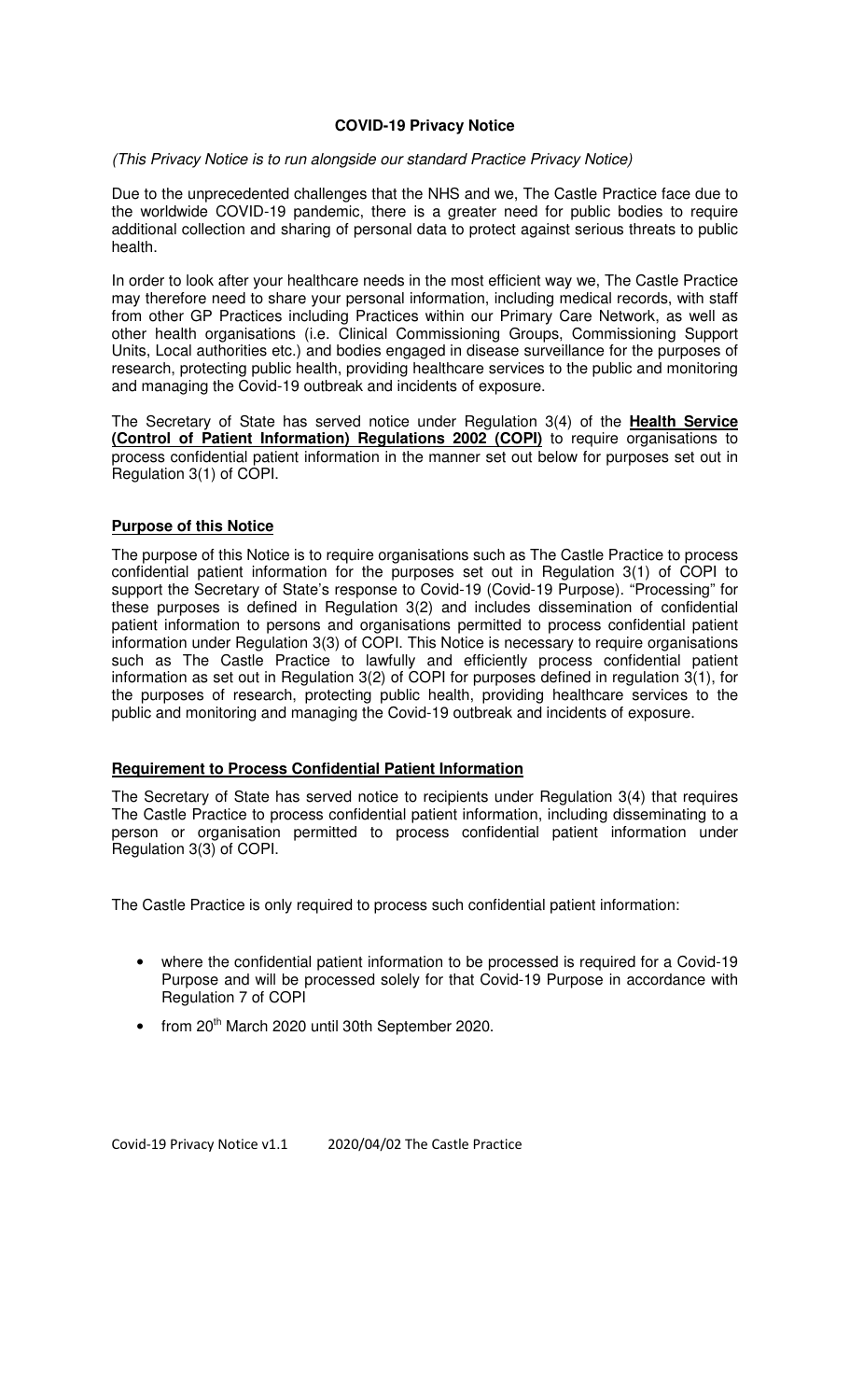# COVID-19 Privacy Notice

*(This Privacy Notice is to run alongside our standard Practice Privacy Notice)*

Due to the unprecedented challenges that the NHS and we, The Castle Practice face due to the worldwide COVID-19 pandemic, there is a greater need for public bodies to require additional collection and sharing of personal data to protect against serious threats to public health.

In order to look after your healthcare needs in the most efficient way we, The Castle Practice may therefore need to share your personal information, including medical records, with staff from other GP Practices including Practices within our Primary Care Network, as well as other health organisations (i.e. Clinical Commissioning Groups, Commissioning Support Units, Local authorities etc.) and bodies engaged in disease surveillance for the purposes of research, protecting public health, providing healthcare services to the public and monitoring and managing the Covid-19 outbreak and incidents of exposure.

The Secretary of State has served notice under Regulation 3(4) of the **Health Service (Control of Patient Information) Regulations 2002 (COPI)** to require organisations to process confidential patient information in the manner set out below for purposes set out in Regulation 3(1) of COPI.

## Purpose of this Notice

The purpose of this Notice is to require organisations such as The Castle Practice to process confidential patient information for the purposes set out in Regulation 3(1) of COPI to support the Secretary of State's response to Covid-19 (Covid-19 Purpose). "Processing" for these purposes is defined in Regulation 3(2) and includes dissemination of confidential patient information to persons and organisations permitted to process confidential patient information under Regulation 3(3) of COPI. This Notice is necessary to require organisations such as The Castle Practice to lawfully and efficiently process confidential patient information as set out in Regulation 3(2) of COPI for purposes defined in regulation 3(1), for the purposes of research, protecting public health, providing healthcare services to the public and monitoring and managing the Covid-19 outbreak and incidents of exposure.

## Requirement to Process Confidential Patient Information

The Secretary of State has served notice to recipients under Regulation 3(4) that requires The Castle Practice to process confidential patient information, including disseminating to a person or organisation permitted to process confidential patient information under Regulation 3(3) of COPI.

The Castle Practice is only required to process such confidential patient information:

- where the confidential patient information to be processed is required for a Covid-19 Purpose and will be processed solely for that Covid-19 Purpose in accordance with Regulation 7 of COPI
- from 20th March 2020 until 30th September 2020.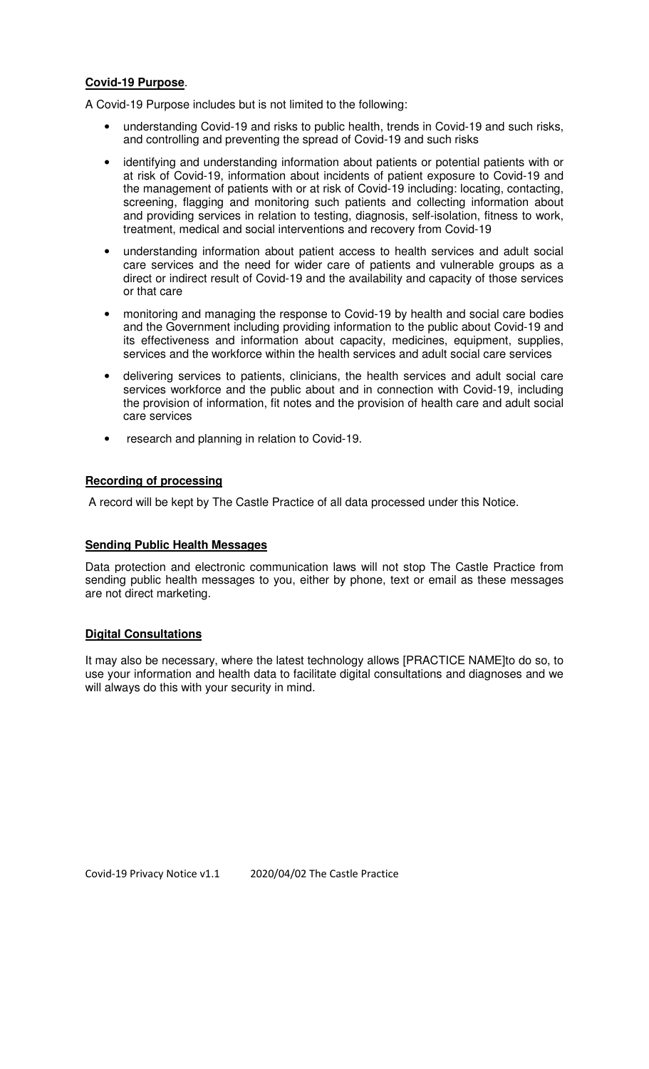**Covid-19 Purpose**.

A Covid-19 Purpose includes but is not limited to the following:

- understanding Covid-19 and risks to public health, trends in Covid-19 and such risks, and controlling and preventing the spread of Covid-19 and such risks
- identifying and understanding information about patients or potential patients with or at risk of Covid-19, information about incidents of patient exposure to Covid-19 and the management of patients with or at risk of Covid-19 including: locating, contacting, screening, flagging and monitoring such patients and collecting information about and providing services in relation to testing, diagnosis, self-isolation, fitness to work, treatment, medical and social interventions and recovery from Covid-19
- understanding information about patient access to health services and adult social care services and the need for wider care of patients and vulnerable groups as a direct or indirect result of Covid-19 and the availability and capacity of those services or that care
- monitoring and managing the response to Covid-19 by health and social care bodies and the Government including providing information to the public about Covid-19 and its effectiveness and information about capacity, medicines, equipment, supplies, services and the workforce within the health services and adult social care services
- delivering services to patients, clinicians, the health services and adult social care services workforce and the public about and in connection with Covid-19, including the provision of information, fit notes and the provision of health care and adult social care services
- research and planning in relation to Covid-19.

**Recording of processing**

A record will be kept by The Castle Practice of all data processed under this Notice.

**Sending Public Health Messages**

Data protection and electronic communication laws will not stop The Castle Practice from sending public health messages to you, either by phone, text or email as these messages are not direct marketing.

**Digital Consultations**

It may also be necessary, where the latest technology allows [PRACTICE NAME]to do so, to use your information and health data to facilitate digital consultations and diagnoses and we will always do this with your security in mind.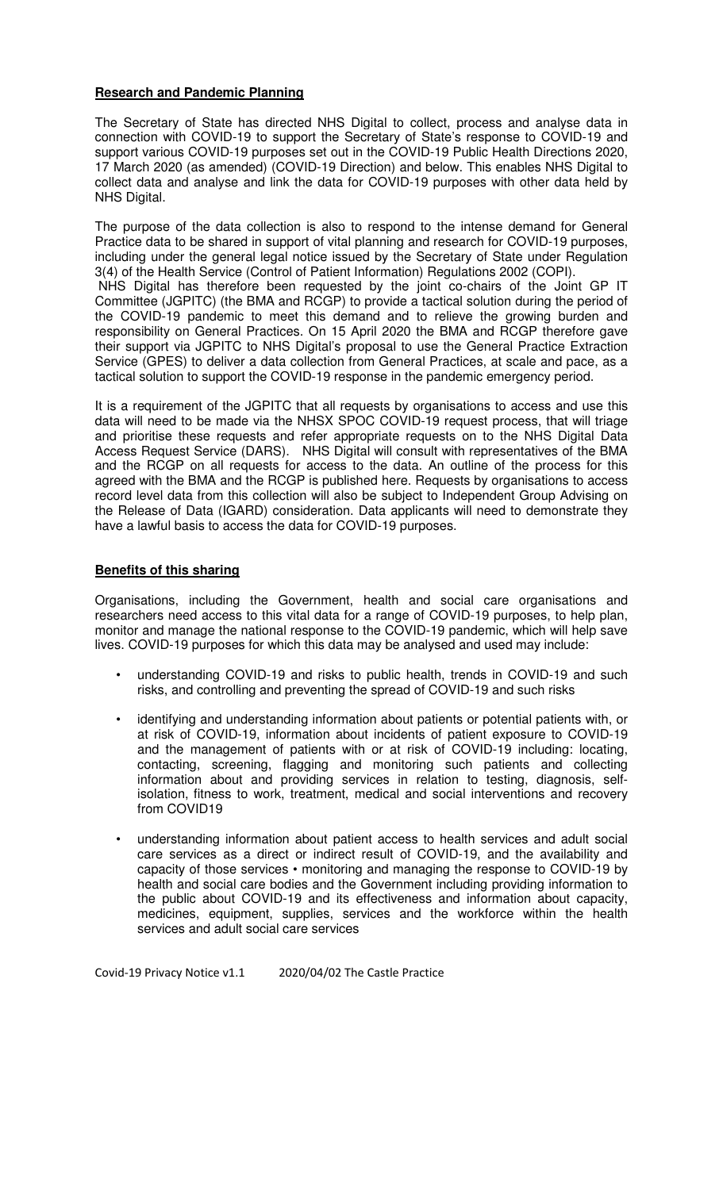**Research and Pandemic Planning**

The Secretary of State has directed NHS Digital to collect, process and analyse data in connection with COVID-19 to support the Secretary of State's response to COVID-19 and support various COVID-19 purposes set out in the COVID-19 Public Health Directions 2020, 17 March 2020 (as amended) (COVID-19 Direction) and below. This enables NHS Digital to collect data and analyse and link the data for COVID-19 purposes with other data held by NHS Digital.

The purpose of the data collection is also to respond to the intense demand for General Practice data to be shared in support of vital planning and research for COVID-19 purposes, including under the general legal notice issued by the Secretary of State under Regulation 3(4) of the Health Service (Control of Patient Information) Regulations 2002 (COPI).

NHS Digital has therefore been requested by the joint co-chairs of the Joint GP IT Committee (JGPITC) (the BMA and RCGP) to provide a tactical solution during the period of the COVID-19 pandemic to meet this demand and to relieve the growing burden and responsibility on General Practices. On 15 April 2020 the BMA and RCGP therefore gave their support via JGPITC to NHS Digital's proposal to use the General Practice Extraction Service (GPES) to deliver a data collection from General Practices, at scale and pace, as a tactical solution to support the COVID-19 response in the pandemic emergency period.

It is a requirement of the JGPITC that all requests by organisations to access and use this data will need to be made via the NHSX SPOC COVID-19 request process, that will triage and prioritise these requests and refer appropriate requests on to the NHS Digital Data Access Request Service (DARS). NHS Digital will consult with representatives of the BMA and the RCGP on all requests for access to the data. An outline of the process for this agreed with the BMA and the RCGP is published here. Requests by organisations to access record level data from this collection will also be subject to Independent Group Advising on the Release of Data (IGARD) consideration. Data applicants will need to demonstrate they have a lawful basis to access the data for COVID-19 purposes.

**Benefits of this sharing**

Organisations, including the Government, health and social care organisations and researchers need access to this vital data for a range of COVID-19 purposes, to help plan, monitor and manage the national response to the COVID-19 pandemic, which will help save lives. COVID-19 purposes for which this data may be analysed and used may include:

- understanding COVID-19 and risks to public health, trends in COVID-19 and such risks, and controlling and preventing the spread of COVID-19 and such risks
- identifying and understanding information about patients or potential patients with, or at risk of COVID-19, information about incidents of patient exposure to COVID-19 and the management of patients with or at risk of COVID-19 including: locating, contacting, screening, flagging and monitoring such patients and collecting information about and providing services in relation to testing, diagnosis, self-isolation, fitness to work, treatment, medical and social interventions and recovery from COVID19
- understanding information about patient access to health services and adult social care services as a direct or indirect result of COVID-19, and the availability and capacity of those services • monitoring and managing the response to COVID-19 by health and social care bodies and the Government including providing information to the public about COVID-19 and its effectiveness and information about capacity, medicines, equipment, supplies, services and the workforce within the health services and adult social care services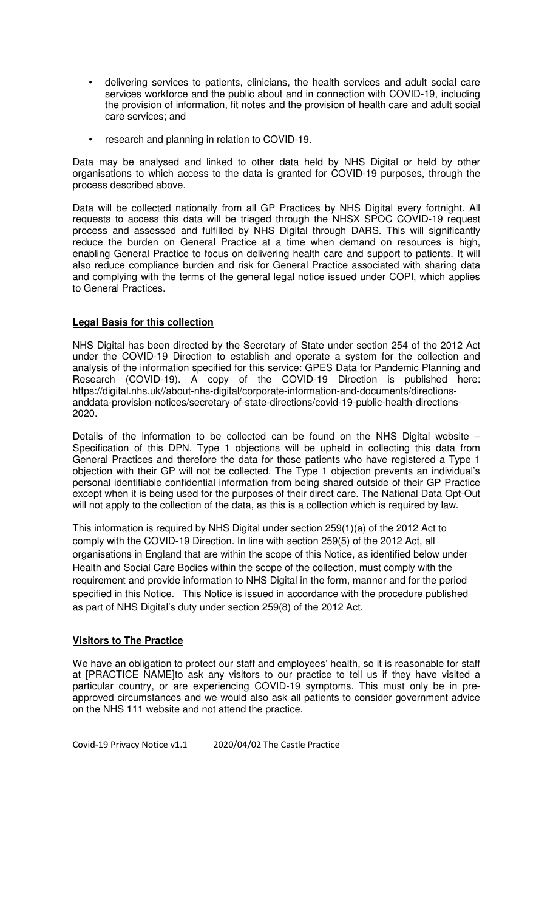- delivering services to patients, clinicians, the health services and adult social care services workforce and the public about and in connection with COVID-19, including the provision of information, fit notes and the provision of health care and adult social care services; and
- research and planning in relation to COVID-19.

Data may be analysed and linked to other data held by NHS Digital or held by other organisations to which access to the data is granted for COVID-19 purposes, through the process described above.

Data will be collected nationally from all GP Practices by NHS Digital every fortnight. All requests to access this data will be triaged through the NHSX SPOC COVID-19 request process and assessed and fulfilled by NHS Digital through DARS. This will significantly reduce the burden on General Practice at a time when demand on resources is high, enabling General Practice to focus on delivering health care and support to patients. It will also reduce compliance burden and risk for General Practice associated with sharing data and complying with the terms of the general legal notice issued under COPI, which applies to General Practices.

**Legal Basis for this collection**

NHS Digital has been directed by the Secretary of State under section 254 of the 2012 Act under the COVID-19 Direction to establish and operate a system for the collection and analysis of the information specified for this service: GPES Data for Pandemic Planning and Research (COVID-19). A copy of the COVID-19 Direction is published here: https://digital.nhs.uk//about-nhs-digital/corporate-information-and-documents/directions-anddata-provision-notices/secretary-of-state-directions/covid-19-public-health-directions-2020.

Details of the information to be collected can be found on the NHS Digital website – Specification of this DPN. Type 1 objections will be upheld in collecting this data from General Practices and therefore the data for those patients who have registered a Type 1 objection with their GP will not be collected. The Type 1 objection prevents an individual's personal identifiable confidential information from being shared outside of their GP Practice except when it is being used for the purposes of their direct care. The National Data Opt-Out will not apply to the collection of the data, as this is a collection which is required by law.

This information is required by NHS Digital under section 259(1)(a) of the 2012 Act to comply with the COVID-19 Direction. In line with section 259(5) of the 2012 Act, all organisations in England that are within the scope of this Notice, as identified below under Health and Social Care Bodies within the scope of the collection, must comply with the requirement and provide information to NHS Digital in the form, manner and for the period specified in this Notice. This Notice is issued in accordance with the procedure published as part of NHS Digital's duty under section 259(8) of the 2012 Act.

**Visitors to The Practice**

We have an obligation to protect our staff and employees' health, so it is reasonable for staff at [PRACTICE NAME]to ask any visitors to our practice to tell us if they have visited a particular country, or are experiencing COVID-19 symptoms. This must only be in pre-approved circumstances and we would also ask all patients to consider government advice on the NHS 111 website and not attend the practice.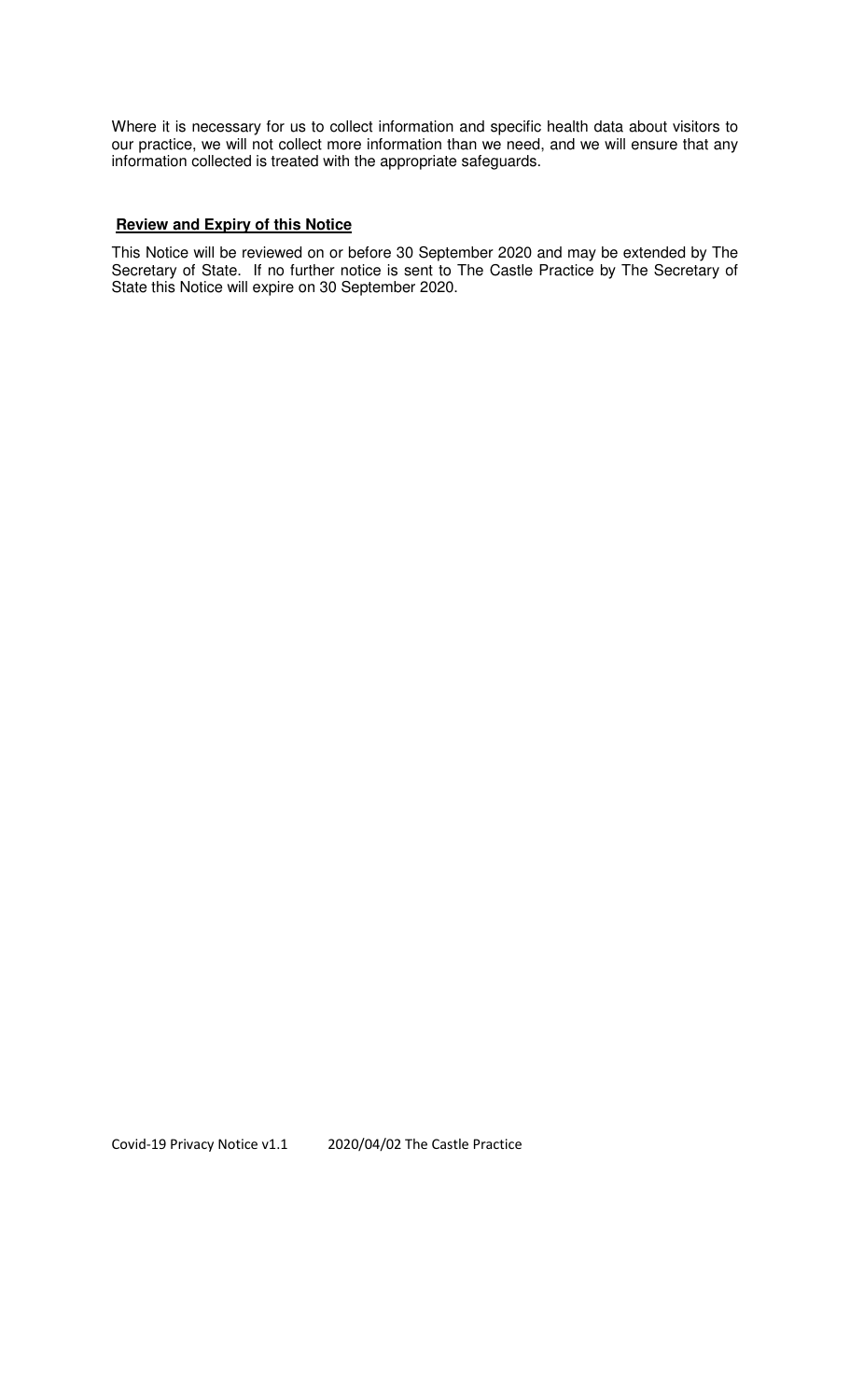Where it is necessary for us to collect information and specific health data about visitors to our practice, we will not collect more information than we need, and we will ensure that any information collected is treated with the appropriate safeguards.

## **Review and Expiry of this Notice**

This Notice will be reviewed on or before 30 September 2020 and may be extended by The Secretary of State. If no further notice is sent to The Castle Practice by The Secretary of State this Notice will expire on 30 September 2020.